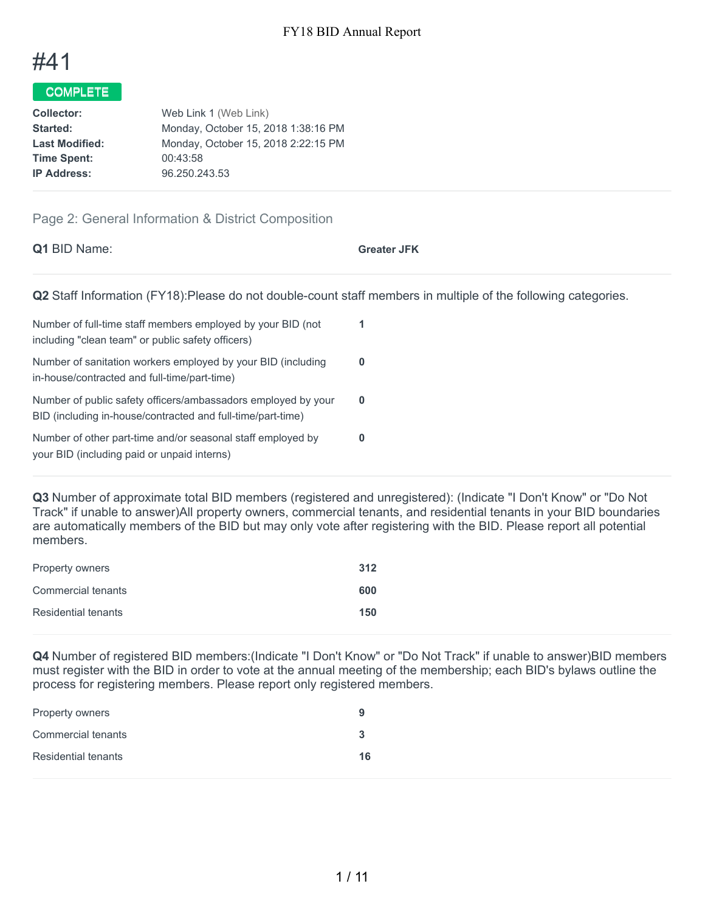# #41

**COMPLETE**

| | |
|---|---|
| **Collector:** | Web Link 1 (Web Link) |
| **Started:** | Monday, October 15, 2018 1:38:16 PM |
| **Last Modified:** | Monday, October 15, 2018 2:22:15 PM |
| **Time Spent:** | 00:43:58 |
| **IP Address:** | 96.250.243.53 |

## Page 2: General Information & District Composition

**Q1** BID Name: **Greater JFK**

**Q2** Staff Information (FY18):Please do not double-count staff members in multiple of the following categories.

| | |
|---|---|
| Number of full-time staff members employed by your BID (not including "clean team" or public safety officers) | **1** |
| Number of sanitation workers employed by your BID (including in-house/contracted and full-time/part-time) | **0** |
| Number of public safety officers/ambassadors employed by your BID (including in-house/contracted and full-time/part-time) | **0** |
| Number of other part-time and/or seasonal staff employed by your BID (including paid or unpaid interns) | **0** |

**Q3** Number of approximate total BID members (registered and unregistered): (Indicate "I Don't Know" or "Do Not Track" if unable to answer)All property owners, commercial tenants, and residential tenants in your BID boundaries are automatically members of the BID but may only vote after registering with the BID. Please report all potential members.

| | |
|---|---|
| Property owners | **312** |
| Commercial tenants | **600** |
| Residential tenants | **150** |

**Q4** Number of registered BID members:(Indicate "I Don't Know" or "Do Not Track" if unable to answer)BID members must register with the BID in order to vote at the annual meeting of the membership; each BID's bylaws outline the process for registering members. Please report only registered members.

| | |
|---|---|
| Property owners | **9** |
| Commercial tenants | **3** |
| Residential tenants | **16** |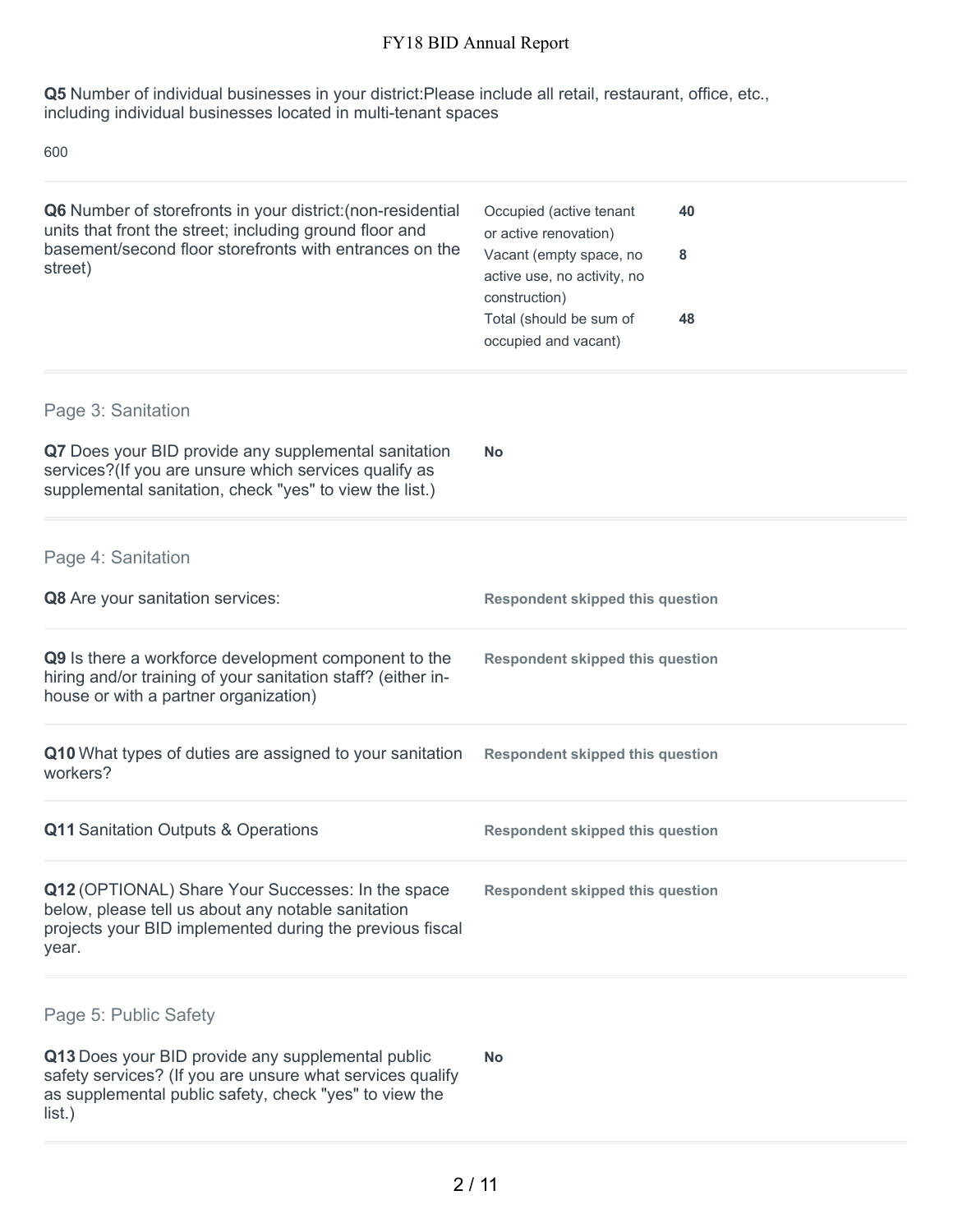**Q5** Number of individual businesses in your district:Please include all retail, restaurant, office, etc., including individual businesses located in multi-tenant spaces

600

**Q6** Number of storefronts in your district:(non-residential units that front the street; including ground floor and basement/second floor storefronts with entrances on the street)

| | |
|---|---|
| Occupied (active tenant or active renovation) | **40** |
| Vacant (empty space, no active use, no activity, no construction) | **8** |
| Total (should be sum of occupied and vacant) | **48** |

## Page 3: Sanitation

**Q7** Does your BID provide any supplemental sanitation services?(If you are unsure which services qualify as supplemental sanitation, check "yes" to view the list.)

**No**

## Page 4: Sanitation

**Q8** Are your sanitation services:

**Respondent skipped this question**

**Q9** Is there a workforce development component to the hiring and/or training of your sanitation staff? (either in-house or with a partner organization)

**Respondent skipped this question**

**Q10** What types of duties are assigned to your sanitation workers?

**Respondent skipped this question**

**Q11** Sanitation Outputs & Operations

**Respondent skipped this question**

**Q12** (OPTIONAL) Share Your Successes: In the space below, please tell us about any notable sanitation projects your BID implemented during the previous fiscal year.

**Respondent skipped this question**

## Page 5: Public Safety

**Q13** Does your BID provide any supplemental public safety services? (If you are unsure what services qualify as supplemental public safety, check "yes" to view the list.)

**No**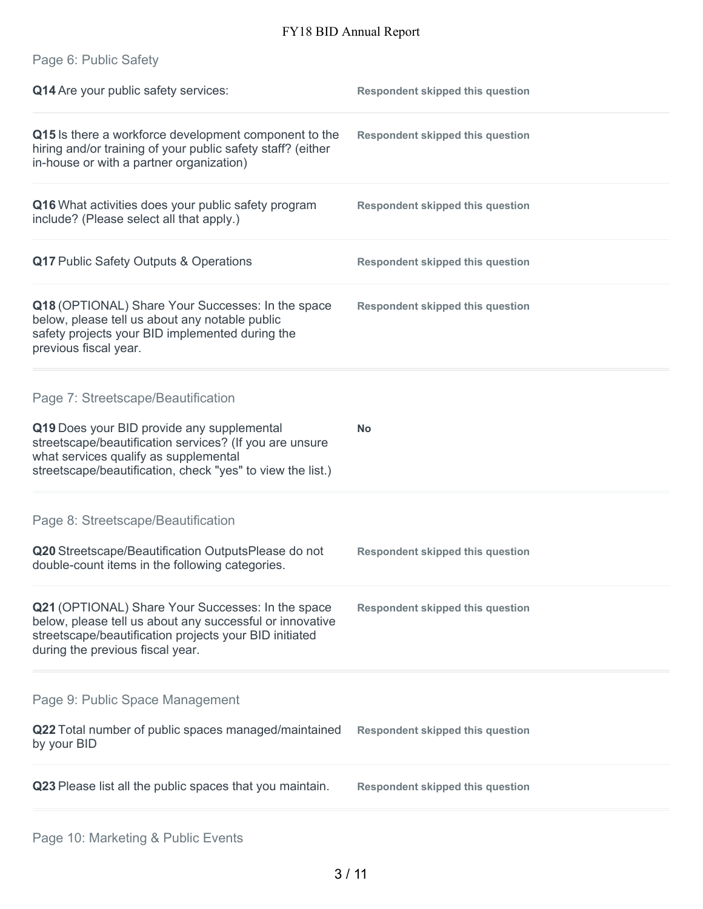## Page 6: Public Safety

| | |
|---|---|
| **Q14** Are your public safety services: | **Respondent skipped this question** |
| **Q15** Is there a workforce development component to the hiring and/or training of your public safety staff? (either in-house or with a partner organization) | **Respondent skipped this question** |
| **Q16** What activities does your public safety program include? (Please select all that apply.) | **Respondent skipped this question** |
| **Q17** Public Safety Outputs & Operations | **Respondent skipped this question** |
| **Q18** (OPTIONAL) Share Your Successes: In the space below, please tell us about any notable public safety projects your BID implemented during the previous fiscal year. | **Respondent skipped this question** |

## Page 7: Streetscape/Beautification

| | |
|---|---|
| **Q19** Does your BID provide any supplemental streetscape/beautification services? (If you are unsure what services qualify as supplemental streetscape/beautification, check "yes" to view the list.) | **No** |

## Page 8: Streetscape/Beautification

| | |
|---|---|
| **Q20** Streetscape/Beautification OutputsPlease do not double-count items in the following categories. | **Respondent skipped this question** |
| **Q21** (OPTIONAL) Share Your Successes: In the space below, please tell us about any successful or innovative streetscape/beautification projects your BID initiated during the previous fiscal year. | **Respondent skipped this question** |

## Page 9: Public Space Management

| | |
|---|---|
| **Q22** Total number of public spaces managed/maintained by your BID | **Respondent skipped this question** |
| **Q23** Please list all the public spaces that you maintain. | **Respondent skipped this question** |

## Page 10: Marketing & Public Events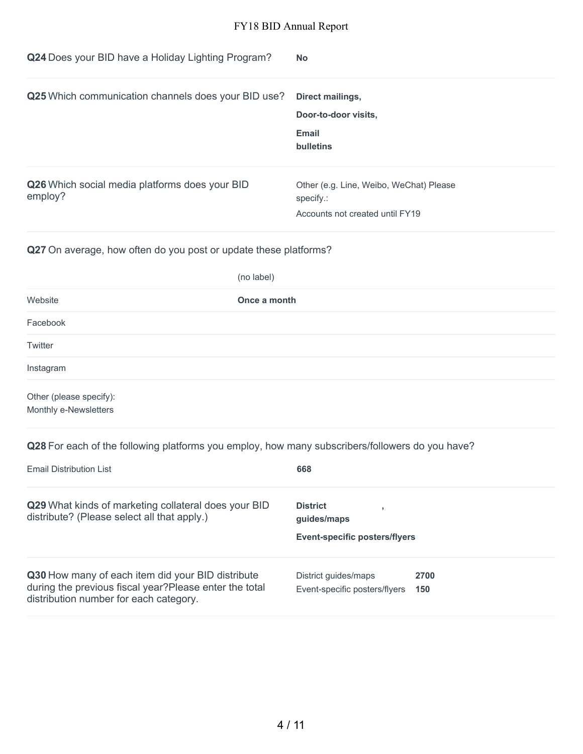**Q24** Does your BID have a Holiday Lighting Program? **No**

---

**Q25** Which communication channels does your BID use?

**Direct mailings,**

**Door-to-door visits,**

**Email bulletins**

---

**Q26** Which social media platforms does your BID employ?

Other (e.g. Line, Weibo, WeChat) Please specify.:

Accounts not created until FY19

---

**Q27** On average, how often do you post or update these platforms?

| | (no label) |
|---|---|
| Website | **Once a month** |
| Facebook | |
| Twitter | |
| Instagram | |

Other (please specify):
Monthly e-Newsletters

---

**Q28** For each of the following platforms you employ, how many subscribers/followers do you have?

| | |
|---|---|
| Email Distribution List | **668** |

---

**Q29** What kinds of marketing collateral does your BID distribute? (Please select all that apply.)

**District guides/maps,**

**Event-specific posters/flyers**

---

**Q30** How many of each item did your BID distribute during the previous fiscal year?Please enter the total distribution number for each category.

| | |
|---|---|
| District guides/maps | **2700** |
| Event-specific posters/flyers | **150** |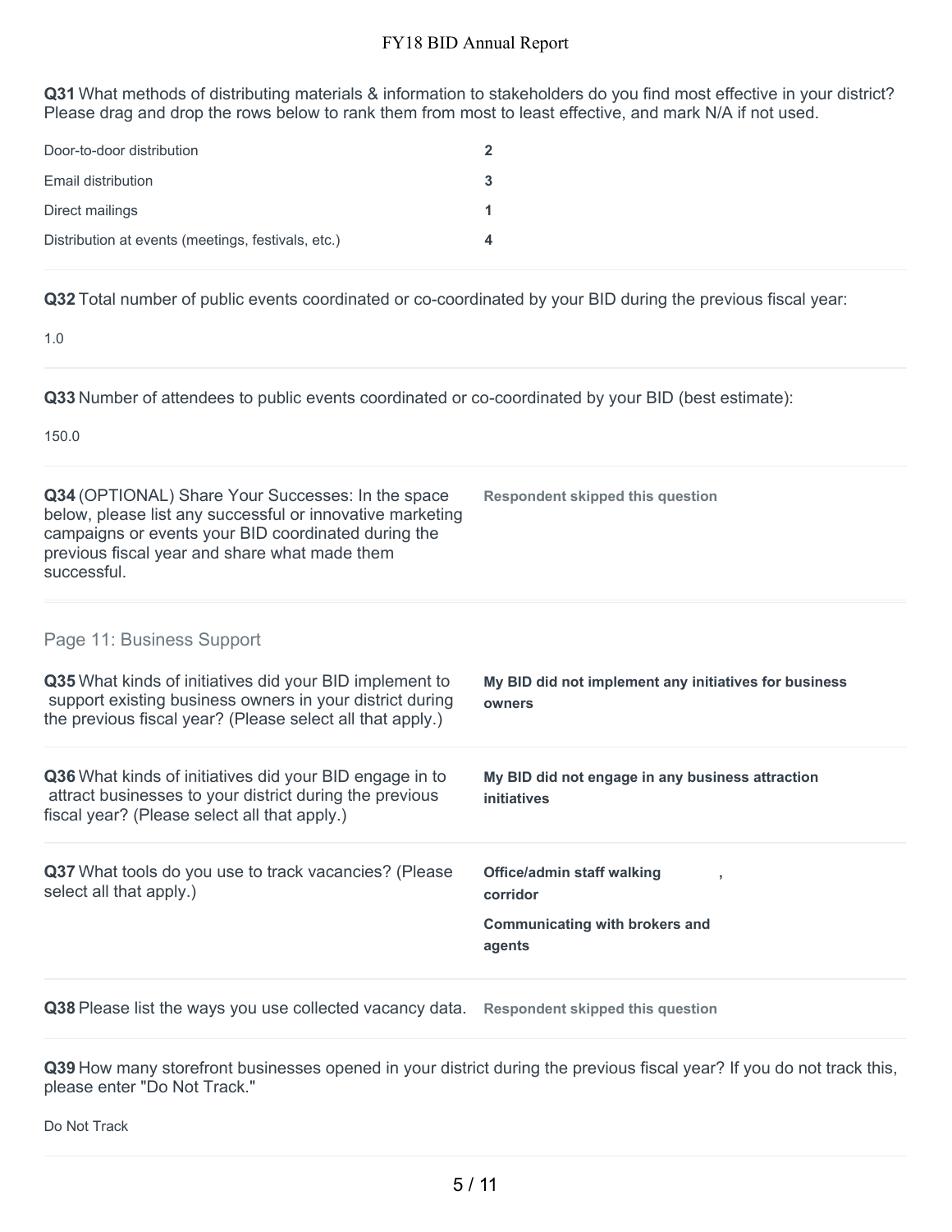**Q31** What methods of distributing materials & information to stakeholders do you find most effective in your district? Please drag and drop the rows below to rank them from most to least effective, and mark N/A if not used.

| | |
|---|---|
| Door-to-door distribution | 2 |
| Email distribution | 3 |
| Direct mailings | 1 |
| Distribution at events (meetings, festivals, etc.) | 4 |

**Q32** Total number of public events coordinated or co-coordinated by your BID during the previous fiscal year:

1.0

**Q33** Number of attendees to public events coordinated or co-coordinated by your BID (best estimate):

150.0

**Q34** (OPTIONAL) Share Your Successes: In the space below, please list any successful or innovative marketing campaigns or events your BID coordinated during the previous fiscal year and share what made them successful.

**Respondent skipped this question**

## Page 11: Business Support

**Q35** What kinds of initiatives did your BID implement to support existing business owners in your district during the previous fiscal year? (Please select all that apply.)

**My BID did not implement any initiatives for business owners**

**Q36** What kinds of initiatives did your BID engage in to attract businesses to your district during the previous fiscal year? (Please select all that apply.)

**My BID did not engage in any business attraction initiatives**

**Q37** What tools do you use to track vacancies? (Please select all that apply.)

**Office/admin staff walking corridor** ,

**Communicating with brokers and agents**

**Q38** Please list the ways you use collected vacancy data.

**Respondent skipped this question**

**Q39** How many storefront businesses opened in your district during the previous fiscal year? If you do not track this, please enter "Do Not Track."

Do Not Track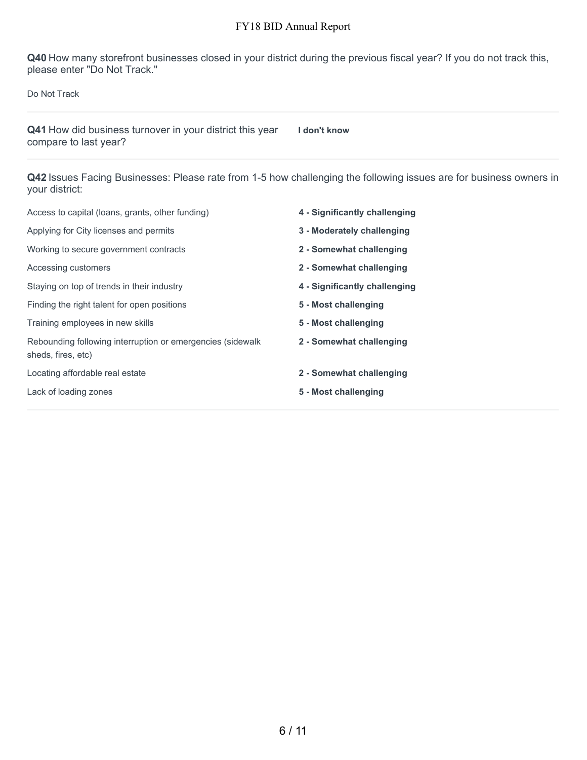**Q40** How many storefront businesses closed in your district during the previous fiscal year? If you do not track this, please enter "Do Not Track."

Do Not Track

---

**Q41** How did business turnover in your district this year compare to last year?

**I don't know**

---

**Q42** Issues Facing Businesses: Please rate from 1-5 how challenging the following issues are for business owners in your district:

| Issue | Rating |
| --- | --- |
| Access to capital (loans, grants, other funding) | **4 - Significantly challenging** |
| Applying for City licenses and permits | **3 - Moderately challenging** |
| Working to secure government contracts | **2 - Somewhat challenging** |
| Accessing customers | **2 - Somewhat challenging** |
| Staying on top of trends in their industry | **4 - Significantly challenging** |
| Finding the right talent for open positions | **5 - Most challenging** |
| Training employees in new skills | **5 - Most challenging** |
| Rebounding following interruption or emergencies (sidewalk sheds, fires, etc) | **2 - Somewhat challenging** |
| Locating affordable real estate | **2 - Somewhat challenging** |
| Lack of loading zones | **5 - Most challenging** |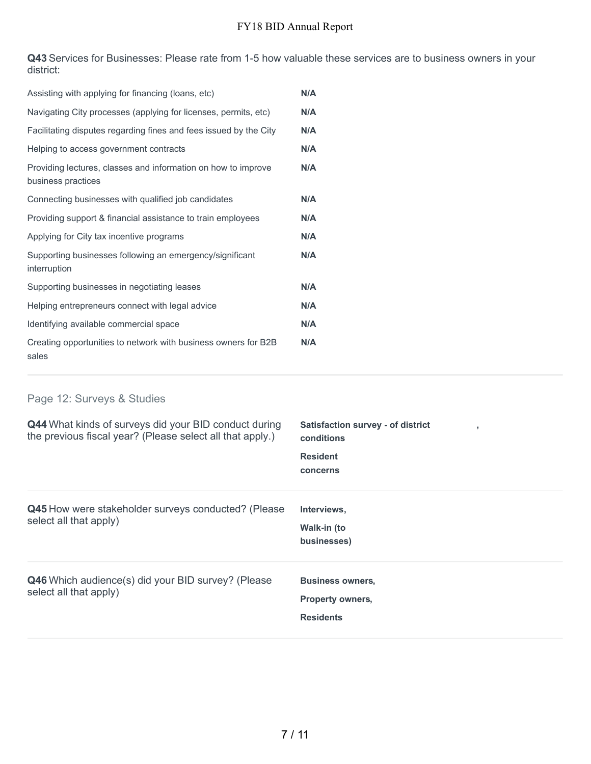**Q43** Services for Businesses: Please rate from 1-5 how valuable these services are to business owners in your district:

| | |
|---|---|
| Assisting with applying for financing (loans, etc) | **N/A** |
| Navigating City processes (applying for licenses, permits, etc) | **N/A** |
| Facilitating disputes regarding fines and fees issued by the City | **N/A** |
| Helping to access government contracts | **N/A** |
| Providing lectures, classes and information on how to improve business practices | **N/A** |
| Connecting businesses with qualified job candidates | **N/A** |
| Providing support & financial assistance to train employees | **N/A** |
| Applying for City tax incentive programs | **N/A** |
| Supporting businesses following an emergency/significant interruption | **N/A** |
| Supporting businesses in negotiating leases | **N/A** |
| Helping entrepreneurs connect with legal advice | **N/A** |
| Identifying available commercial space | **N/A** |
| Creating opportunities to network with business owners for B2B sales | **N/A** |

## Page 12: Surveys & Studies

**Q44** What kinds of surveys did your BID conduct during the previous fiscal year? (Please select all that apply.)

**Satisfaction survey - of district conditions ,**
**Resident concerns**

**Q45** How were stakeholder surveys conducted? (Please select all that apply)

**Interviews,**
**Walk-in (to businesses)**

**Q46** Which audience(s) did your BID survey? (Please select all that apply)

**Business owners,**
**Property owners,**
**Residents**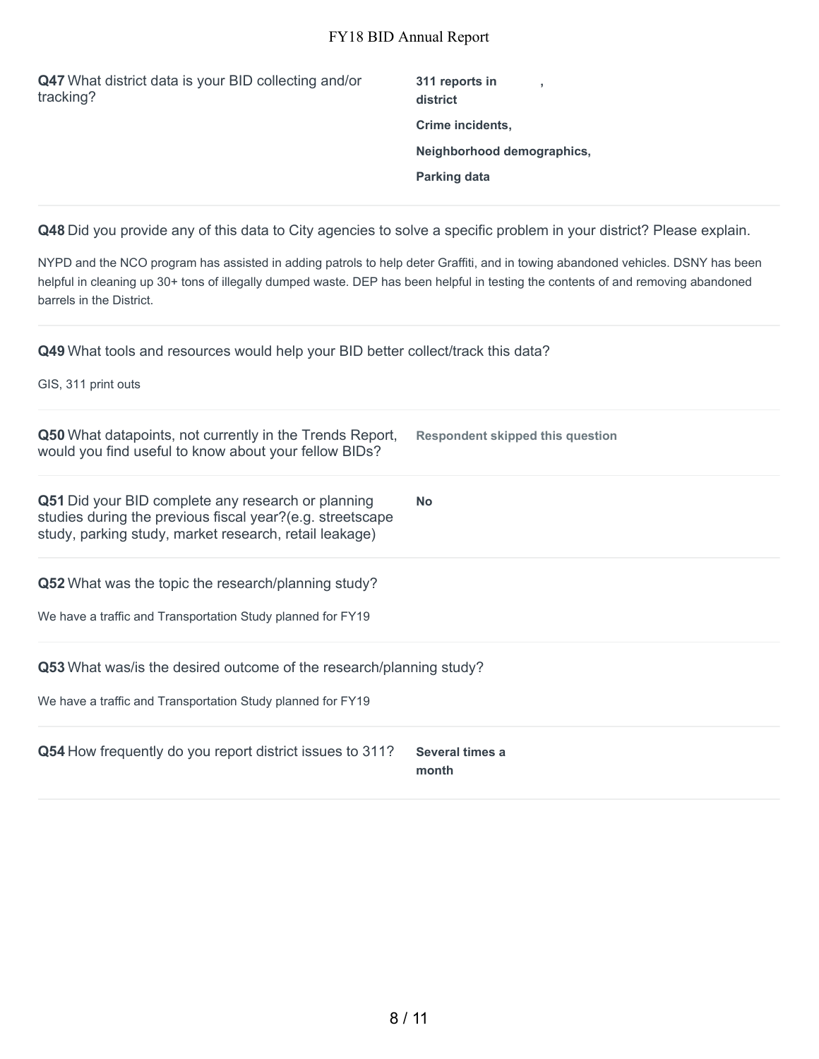**Q47** What district data is your BID collecting and/or tracking?

**311 reports in district,**
**Crime incidents,**
**Neighborhood demographics,**
**Parking data**

---

**Q48** Did you provide any of this data to City agencies to solve a specific problem in your district? Please explain.

NYPD and the NCO program has assisted in adding patrols to help deter Graffiti, and in towing abandoned vehicles. DSNY has been helpful in cleaning up 30+ tons of illegally dumped waste. DEP has been helpful in testing the contents of and removing abandoned barrels in the District.

---

**Q49** What tools and resources would help your BID better collect/track this data?

GIS, 311 print outs

---

**Q50** What datapoints, not currently in the Trends Report, would you find useful to know about your fellow BIDs?

**Respondent skipped this question**

---

**Q51** Did your BID complete any research or planning studies during the previous fiscal year?(e.g. streetscape study, parking study, market research, retail leakage)

**No**

---

**Q52** What was the topic the research/planning study?

We have a traffic and Transportation Study planned for FY19

---

**Q53** What was/is the desired outcome of the research/planning study?

We have a traffic and Transportation Study planned for FY19

---

**Q54** How frequently do you report district issues to 311?

**Several times a month**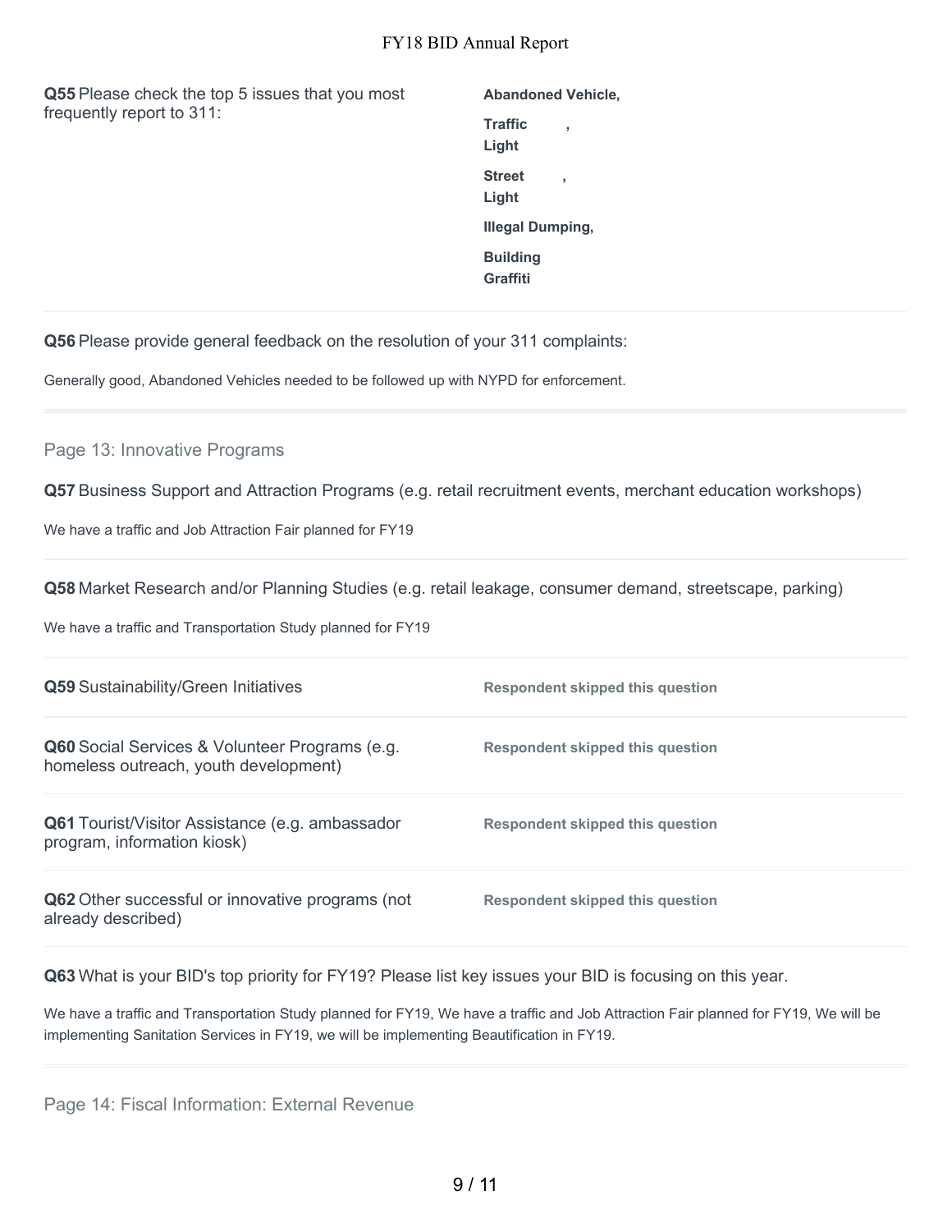**Q55** Please check the top 5 issues that you most frequently report to 311:

**Abandoned Vehicle, Traffic Light, Street Light, Illegal Dumping, Building Graffiti**

**Q56** Please provide general feedback on the resolution of your 311 complaints:

Generally good, Abandoned Vehicles needed to be followed up with NYPD for enforcement.

## Page 13: Innovative Programs

**Q57** Business Support and Attraction Programs (e.g. retail recruitment events, merchant education workshops)

We have a traffic and Job Attraction Fair planned for FY19

**Q58** Market Research and/or Planning Studies (e.g. retail leakage, consumer demand, streetscape, parking)

We have a traffic and Transportation Study planned for FY19

**Q59** Sustainability/Green Initiatives

**Respondent skipped this question**

**Q60** Social Services & Volunteer Programs (e.g. homeless outreach, youth development)

**Respondent skipped this question**

**Q61** Tourist/Visitor Assistance (e.g. ambassador program, information kiosk)

**Respondent skipped this question**

**Q62** Other successful or innovative programs (not already described)

**Respondent skipped this question**

**Q63** What is your BID's top priority for FY19? Please list key issues your BID is focusing on this year.

We have a traffic and Transportation Study planned for FY19, We have a traffic and Job Attraction Fair planned for FY19, We will be implementing Sanitation Services in FY19, we will be implementing Beautification in FY19.

## Page 14: Fiscal Information: External Revenue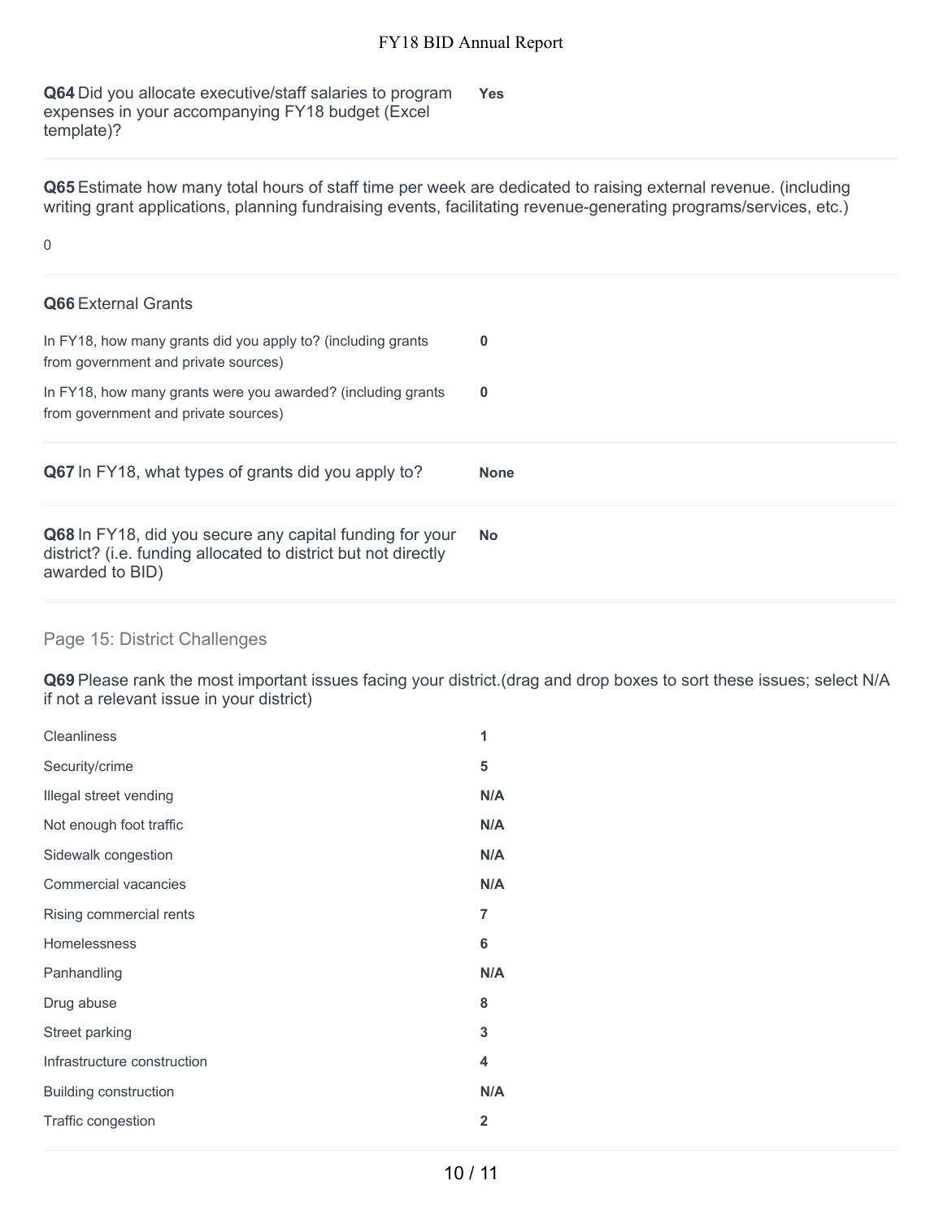**Q64** Did you allocate executive/staff salaries to program expenses in your accompanying FY18 budget (Excel template)? **Yes**

**Q65** Estimate how many total hours of staff time per week are dedicated to raising external revenue. (including writing grant applications, planning fundraising events, facilitating revenue-generating programs/services, etc.)

0

**Q66** External Grants

| | |
|---|---|
| In FY18, how many grants did you apply to? (including grants from government and private sources) | **0** |
| In FY18, how many grants were you awarded? (including grants from government and private sources) | **0** |

**Q67** In FY18, what types of grants did you apply to? **None**

**Q68** In FY18, did you secure any capital funding for your district? (i.e. funding allocated to district but not directly awarded to BID) **No**

## Page 15: District Challenges

**Q69** Please rank the most important issues facing your district.(drag and drop boxes to sort these issues; select N/A if not a relevant issue in your district)

| | |
|---|---|
| Cleanliness | **1** |
| Security/crime | **5** |
| Illegal street vending | **N/A** |
| Not enough foot traffic | **N/A** |
| Sidewalk congestion | **N/A** |
| Commercial vacancies | **N/A** |
| Rising commercial rents | **7** |
| Homelessness | **6** |
| Panhandling | **N/A** |
| Drug abuse | **8** |
| Street parking | **3** |
| Infrastructure construction | **4** |
| Building construction | **N/A** |
| Traffic congestion | **2** |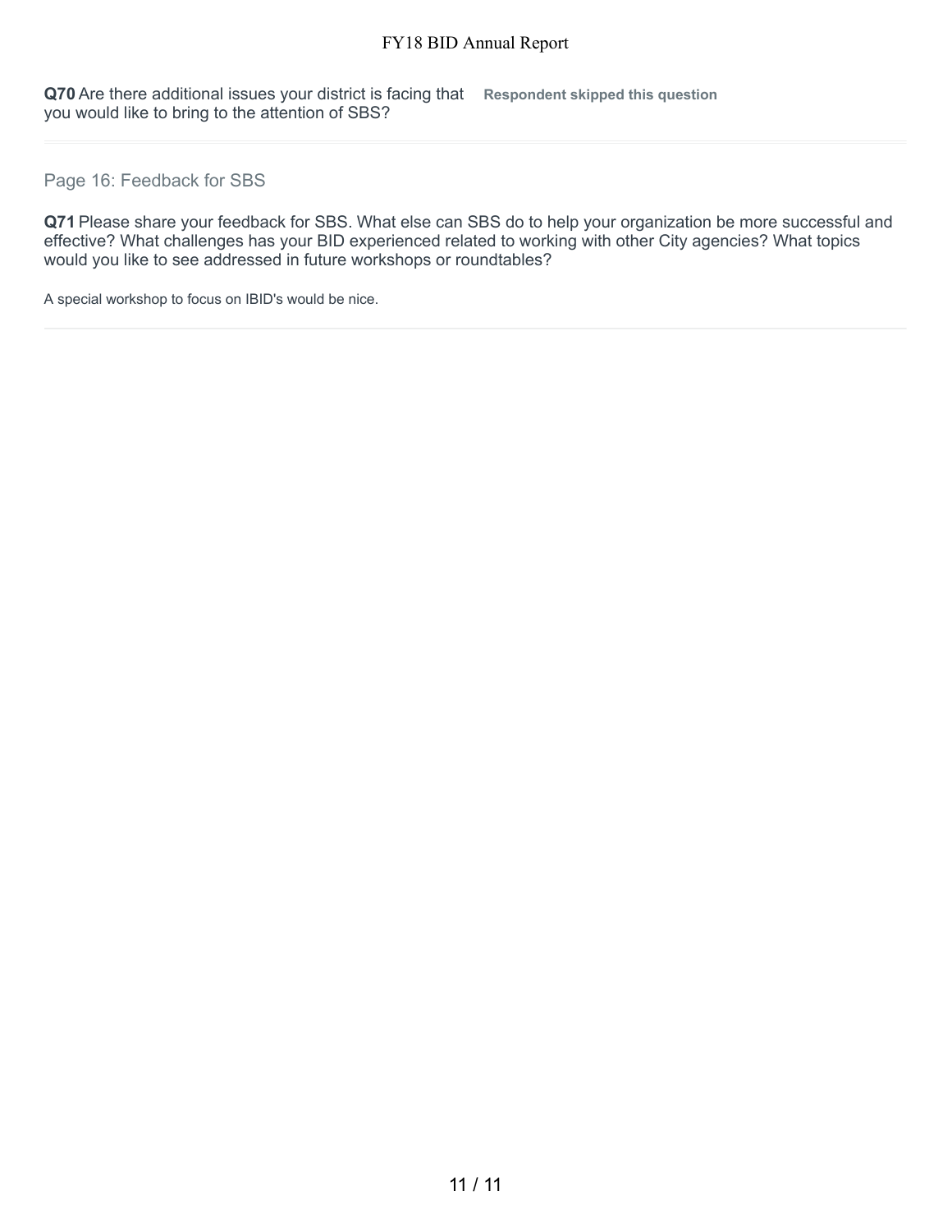**Q70** Are there additional issues your district is facing that you would like to bring to the attention of SBS? **Respondent skipped this question**

## Page 16: Feedback for SBS

**Q71** Please share your feedback for SBS. What else can SBS do to help your organization be more successful and effective? What challenges has your BID experienced related to working with other City agencies? What topics would you like to see addressed in future workshops or roundtables?

A special workshop to focus on IBID's would be nice.